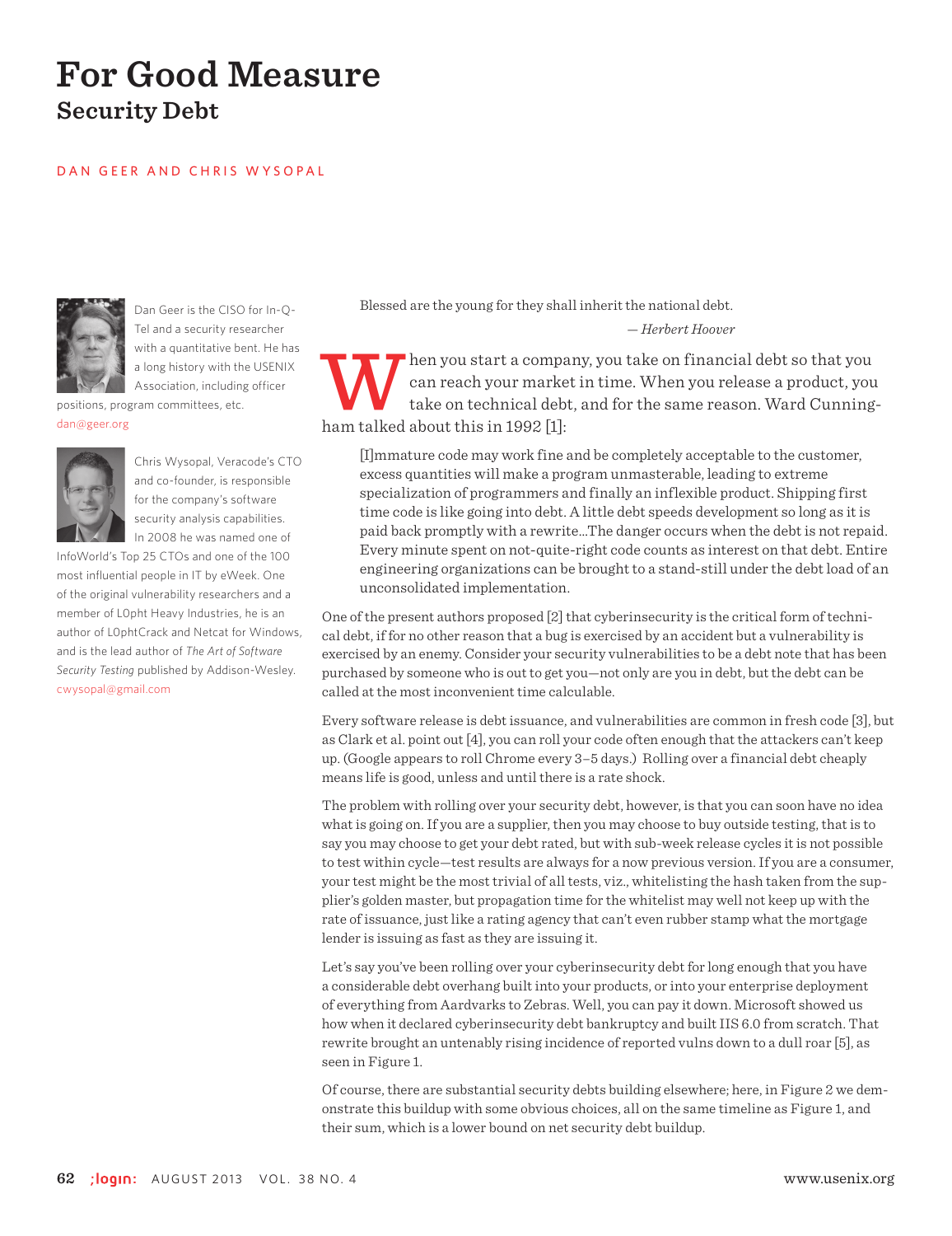# For Good Measure

## Security Debt

DAN GEER AND CHRIS WYSOPAL

Dan Geer is the CISO for In-Q-Tel and a security researcher with a quantitative bent. He has a long history with the USENIX Association, including officer positions, program committees, etc. dan@geer.org

Chris Wysopal, Veracode's CTO and co-founder, is responsible for the company's software security analysis capabilities. In 2008 he was named one of InfoWorld's Top 25 CTOs and one of the 100 most influential people in IT by eWeek. One of the original vulnerability researchers and a member of L0pht Heavy Industries, he is an author of L0phtCrack and Netcat for Windows, and is the lead author of *The Art of Software Security Testing* published by Addison-Wesley. cwysopal@gmail.com

Blessed are the young for they shall inherit the national debt.

*— Herbert Hoover*

When you start a company, you take on financial debt so that you can reach your market in time. When you release a product, you take on technical debt, and for the same reason. Ward Cunningham talked about this in 1992 [1]:

> [I]mmature code may work fine and be completely acceptable to the customer, excess quantities will make a program unmasterable, leading to extreme specialization of programmers and finally an inflexible product. Shipping first time code is like going into debt. A little debt speeds development so long as it is paid back promptly with a rewrite...The danger occurs when the debt is not repaid. Every minute spent on not-quite-right code counts as interest on that debt. Entire engineering organizations can be brought to a stand-still under the debt load of an unconsolidated implementation.

One of the present authors proposed [2] that cyberinsecurity is the critical form of technical debt, if for no other reason that a bug is exercised by an accident but a vulnerability is exercised by an enemy. Consider your security vulnerabilities to be a debt note that has been purchased by someone who is out to get you—not only are you in debt, but the debt can be called at the most inconvenient time calculable.

Every software release is debt issuance, and vulnerabilities are common in fresh code [3], but as Clark et al. point out [4], you can roll your code often enough that the attackers can't keep up. (Google appears to roll Chrome every 3–5 days.) Rolling over a financial debt cheaply means life is good, unless and until there is a rate shock.

The problem with rolling over your security debt, however, is that you can soon have no idea what is going on. If you are a supplier, then you may choose to buy outside testing, that is to say you may choose to get your debt rated, but with sub-week release cycles it is not possible to test within cycle—test results are always for a now previous version. If you are a consumer, your test might be the most trivial of all tests, viz., whitelisting the hash taken from the supplier's golden master, but propagation time for the whitelist may well not keep up with the rate of issuance, just like a rating agency that can't even rubber stamp what the mortgage lender is issuing as fast as they are issuing it.

Let's say you've been rolling over your cyberinsecurity debt for long enough that you have a considerable debt overhang built into your products, or into your enterprise deployment of everything from Aardvarks to Zebras. Well, you can pay it down. Microsoft showed us how when it declared cyberinsecurity debt bankruptcy and built IIS 6.0 from scratch. That rewrite brought an untenably rising incidence of reported vulns down to a dull roar [5], as seen in Figure 1.

Of course, there are substantial security debts building elsewhere; here, in Figure 2 we demonstrate this buildup with some obvious choices, all on the same timeline as Figure 1, and their sum, which is a lower bound on net security debt buildup.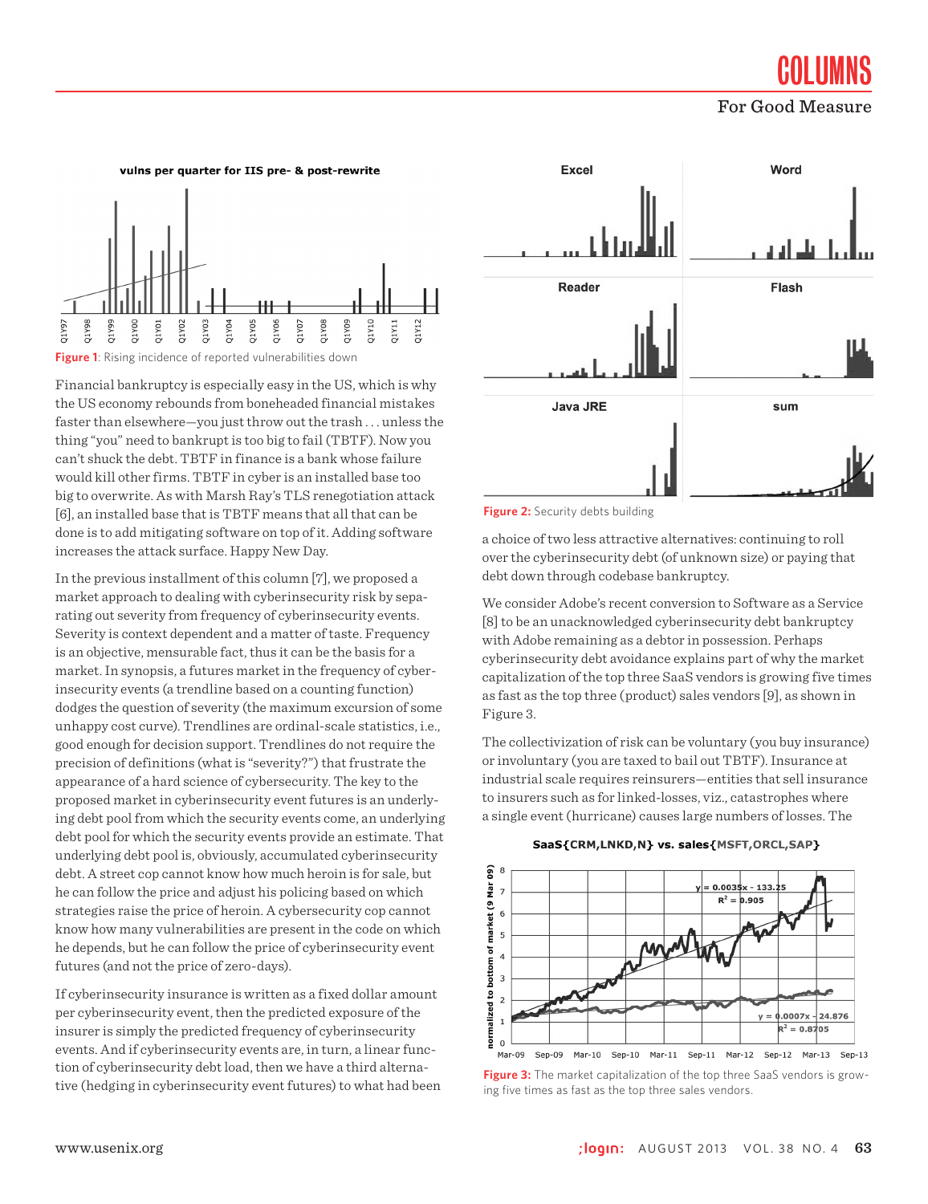Figure 1: Rising incidence of reported vulnerabilities down

Financial bankruptcy is especially easy in the US, which is why the US economy rebounds from boneheaded financial mistakes faster than elsewhere—you just throw out the trash . . . unless the thing "you" need to bankrupt is too big to fail (TBTF). Now you can't shuck the debt. TBTF in finance is a bank whose failure would kill other firms. TBTF in cyber is an installed base too big to overwrite. As with Marsh Ray's TLS renegotiation attack [6], an installed base that is TBTF means that all that can be done is to add mitigating software on top of it. Adding software increases the attack surface. Happy New Day.

In the previous installment of this column [7], we proposed a market approach to dealing with cyberinsecurity risk by separating out severity from frequency of cyberinsecurity events. Severity is context dependent and a matter of taste. Frequency is an objective, mensurable fact, thus it can be the basis for a market. In synopsis, a futures market in the frequency of cyberinsecurity events (a trendline based on a counting function) dodges the question of severity (the maximum excursion of some unhappy cost curve). Trendlines are ordinal-scale statistics, i.e., good enough for decision support. Trendlines do not require the precision of definitions (what is "severity?") that frustrate the appearance of a hard science of cybersecurity. The key to the proposed market in cyberinsecurity event futures is an underlying debt pool from which the security events come, an underlying debt pool for which the security events provide an estimate. That underlying debt pool is, obviously, accumulated cyberinsecurity debt. A street cop cannot know how much heroin is for sale, but he can follow the price and adjust his policing based on which strategies raise the price of heroin. A cybersecurity cop cannot know how many vulnerabilities are present in the code on which he depends, but he can follow the price of cyberinsecurity event futures (and not the price of zero-days).

If cyberinsecurity insurance is written as a fixed dollar amount per cyberinsecurity event, then the predicted exposure of the insurer is simply the predicted frequency of cyberinsecurity events. And if cyberinsecurity events are, in turn, a linear function of cyberinsecurity debt load, then we have a third alternative (hedging in cyberinsecurity event futures) to what had been

Figure 2: Security debts building

a choice of two less attractive alternatives: continuing to roll over the cyberinsecurity debt (of unknown size) or paying that debt down through codebase bankruptcy.

We consider Adobe's recent conversion to Software as a Service [8] to be an unacknowledged cyberinsecurity debt bankruptcy with Adobe remaining as a debtor in possession. Perhaps cyberinsecurity debt avoidance explains part of why the market capitalization of the top three SaaS vendors is growing five times as fast as the top three (product) sales vendors [9], as shown in Figure 3.

The collectivization of risk can be voluntary (you buy insurance) or involuntary (you are taxed to bail out TBTF). Insurance at industrial scale requires reinsurers—entities that sell insurance to insurers such as for linked-losses, viz., catastrophes where a single event (hurricane) causes large numbers of losses. The

Figure 3: The market capitalization of the top three SaaS vendors is growing five times as fast as the top three sales vendors.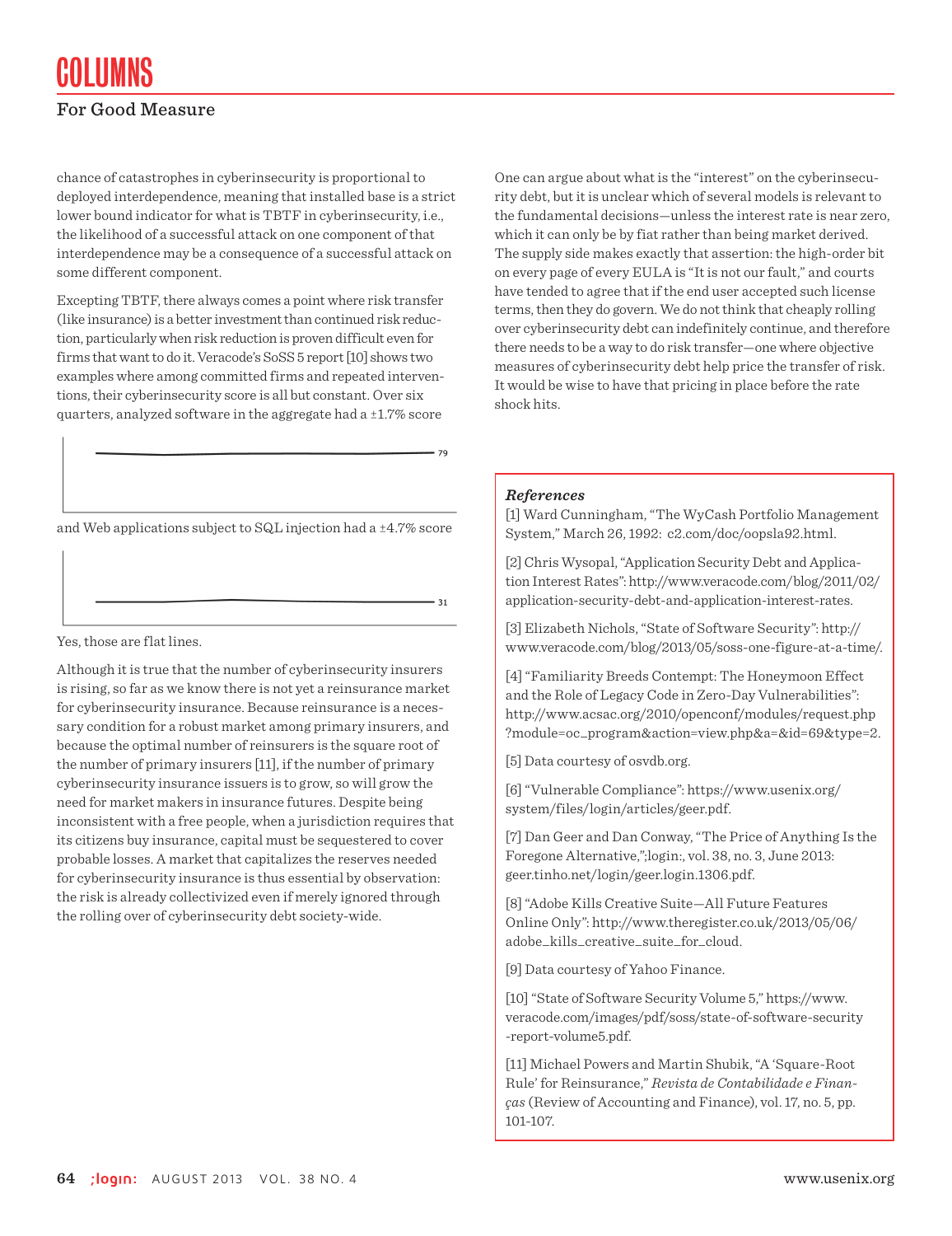chance of catastrophes in cyberinsecurity is proportional to deployed interdependence, meaning that installed base is a strict lower bound indicator for what is TBTF in cyberinsecurity, i.e., the likelihood of a successful attack on one component of that interdependence may be a consequence of a successful attack on some different component.

Excepting TBTF, there always comes a point where risk transfer (like insurance) is a better investment than continued risk reduction, particularly when risk reduction is proven difficult even for firms that want to do it. Veracode's SoSS 5 report [10] shows two examples where among committed firms and repeated interventions, their cyberinsecurity score is all but constant. Over six quarters, analyzed software in the aggregate had a ±1.7% score

79

and Web applications subject to SQL injection had a ±4.7% score

31

Yes, those are flat lines.

Although it is true that the number of cyberinsecurity insurers is rising, so far as we know there is not yet a reinsurance market for cyberinsecurity insurance. Because reinsurance is a necessary condition for a robust market among primary insurers, and because the optimal number of reinsurers is the square root of the number of primary insurers [11], if the number of primary cyberinsecurity insurance issuers is to grow, so will grow the need for market makers in insurance futures. Despite being inconsistent with a free people, when a jurisdiction requires that its citizens buy insurance, capital must be sequestered to cover probable losses. A market that capitalizes the reserves needed for cyberinsecurity insurance is thus essential by observation: the risk is already collectivized even if merely ignored through the rolling over of cyberinsecurity debt society-wide.

One can argue about what is the "interest" on the cyberinsecurity debt, but it is unclear which of several models is relevant to the fundamental decisions—unless the interest rate is near zero, which it can only be by fiat rather than being market derived. The supply side makes exactly that assertion: the high-order bit on every page of every EULA is "It is not our fault," and courts have tended to agree that if the end user accepted such license terms, then they do govern. We do not think that cheaply rolling over cyberinsecurity debt can indefinitely continue, and therefore there needs to be a way to do risk transfer—one where objective measures of cyberinsecurity debt help price the transfer of risk. It would be wise to have that pricing in place before the rate shock hits.

### *References*

[1] Ward Cunningham, "The WyCash Portfolio Management System," March 26, 1992: c2.com/doc/oopsla92.html.

[2] Chris Wysopal, "Application Security Debt and Application Interest Rates": http://www.veracode.com/blog/2011/02/application-security-debt-and-application-interest-rates.

[3] Elizabeth Nichols, "State of Software Security": http://www.veracode.com/blog/2013/05/soss-one-figure-at-a-time/.

[4] "Familiarity Breeds Contempt: The Honeymoon Effect and the Role of Legacy Code in Zero-Day Vulnerabilities": http://www.acsac.org/2010/openconf/modules/request.php?module=oc_program&action=view.php&a=&id=69&type=2.

[5] Data courtesy of osvdb.org.

[6] "Vulnerable Compliance": https://www.usenix.org/system/files/login/articles/geer.pdf.

[7] Dan Geer and Dan Conway, "The Price of Anything Is the Foregone Alternative,";login:, vol. 38, no. 3, June 2013: geer.tinho.net/login/geer.login.1306.pdf.

[8] "Adobe Kills Creative Suite—All Future Features Online Only": http://www.theregister.co.uk/2013/05/06/adobe_kills_creative_suite_for_cloud.

[9] Data courtesy of Yahoo Finance.

[10] "State of Software Security Volume 5," https://www.veracode.com/images/pdf/soss/state-of-software-security-report-volume5.pdf.

[11] Michael Powers and Martin Shubik, "A 'Square-Root Rule' for Reinsurance," *Revista de Contabilidade e Finanças* (Review of Accounting and Finance), vol. 17, no. 5, pp. 101-107.